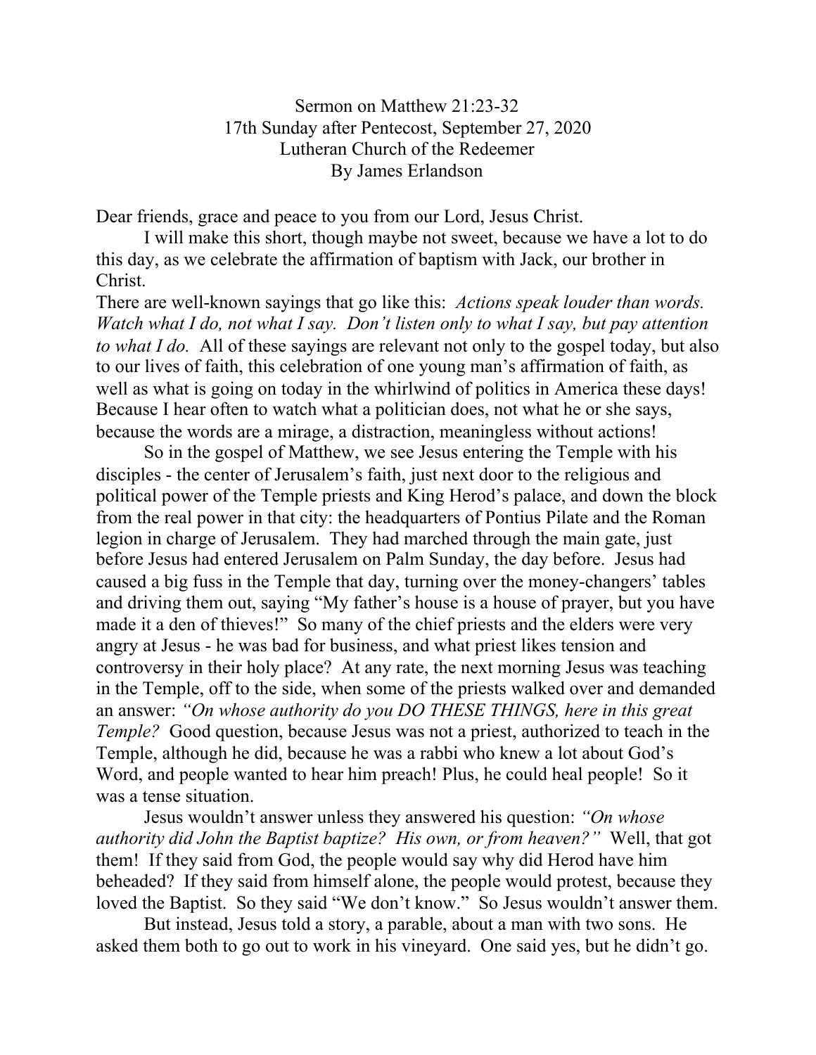Sermon on Matthew 21:23-32
17th Sunday after Pentecost, September 27, 2020
Lutheran Church of the Redeemer
By James Erlandson

Dear friends, grace and peace to you from our Lord, Jesus Christ.

I will make this short, though maybe not sweet, because we have a lot to do this day, as we celebrate the affirmation of baptism with Jack, our brother in Christ.

There are well-known sayings that go like this: *Actions speak louder than words. Watch what I do, not what I say. Don't listen only to what I say, but pay attention to what I do.* All of these sayings are relevant not only to the gospel today, but also to our lives of faith, this celebration of one young man's affirmation of faith, as well as what is going on today in the whirlwind of politics in America these days! Because I hear often to watch what a politician does, not what he or she says, because the words are a mirage, a distraction, meaningless without actions!

So in the gospel of Matthew, we see Jesus entering the Temple with his disciples - the center of Jerusalem's faith, just next door to the religious and political power of the Temple priests and King Herod's palace, and down the block from the real power in that city: the headquarters of Pontius Pilate and the Roman legion in charge of Jerusalem. They had marched through the main gate, just before Jesus had entered Jerusalem on Palm Sunday, the day before. Jesus had caused a big fuss in the Temple that day, turning over the money-changers' tables and driving them out, saying "My father's house is a house of prayer, but you have made it a den of thieves!" So many of the chief priests and the elders were very angry at Jesus - he was bad for business, and what priest likes tension and controversy in their holy place? At any rate, the next morning Jesus was teaching in the Temple, off to the side, when some of the priests walked over and demanded an answer: *"On whose authority do you DO THESE THINGS, here in this great Temple?* Good question, because Jesus was not a priest, authorized to teach in the Temple, although he did, because he was a rabbi who knew a lot about God's Word, and people wanted to hear him preach! Plus, he could heal people! So it was a tense situation.

Jesus wouldn't answer unless they answered his question: *"On whose authority did John the Baptist baptize? His own, or from heaven?"* Well, that got them! If they said from God, the people would say why did Herod have him beheaded? If they said from himself alone, the people would protest, because they loved the Baptist. So they said "We don't know." So Jesus wouldn't answer them.

But instead, Jesus told a story, a parable, about a man with two sons. He asked them both to go out to work in his vineyard. One said yes, but he didn't go.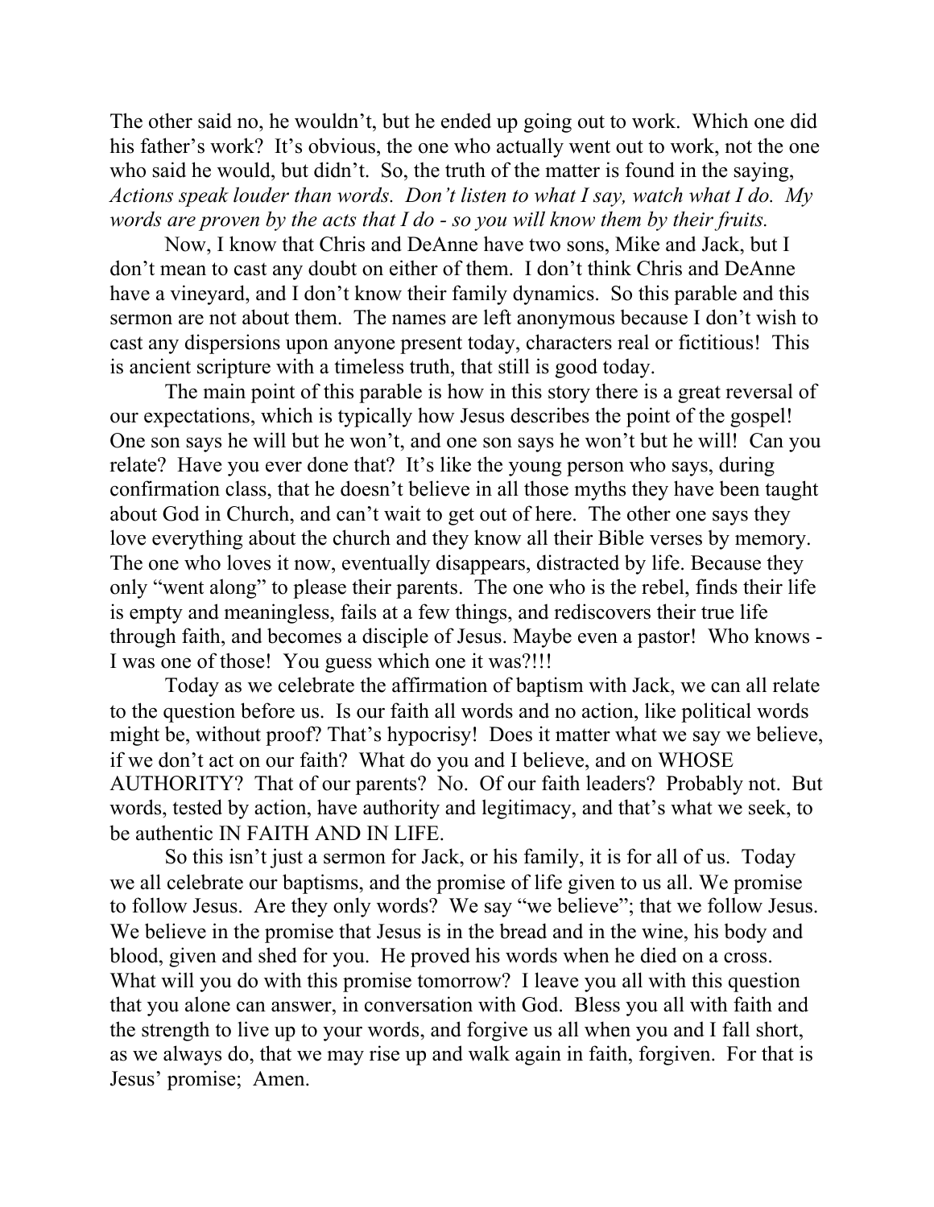The other said no, he wouldn't, but he ended up going out to work. Which one did his father's work? It's obvious, the one who actually went out to work, not the one who said he would, but didn't. So, the truth of the matter is found in the saying, *Actions speak louder than words. Don't listen to what I say, watch what I do. My words are proven by the acts that I do - so you will know them by their fruits.*

Now, I know that Chris and DeAnne have two sons, Mike and Jack, but I don't mean to cast any doubt on either of them. I don't think Chris and DeAnne have a vineyard, and I don't know their family dynamics. So this parable and this sermon are not about them. The names are left anonymous because I don't wish to cast any dispersions upon anyone present today, characters real or fictitious! This is ancient scripture with a timeless truth, that still is good today.

The main point of this parable is how in this story there is a great reversal of our expectations, which is typically how Jesus describes the point of the gospel! One son says he will but he won't, and one son says he won't but he will! Can you relate? Have you ever done that? It's like the young person who says, during confirmation class, that he doesn't believe in all those myths they have been taught about God in Church, and can't wait to get out of here. The other one says they love everything about the church and they know all their Bible verses by memory. The one who loves it now, eventually disappears, distracted by life. Because they only "went along" to please their parents. The one who is the rebel, finds their life is empty and meaningless, fails at a few things, and rediscovers their true life through faith, and becomes a disciple of Jesus. Maybe even a pastor! Who knows - I was one of those! You guess which one it was?!!!

Today as we celebrate the affirmation of baptism with Jack, we can all relate to the question before us. Is our faith all words and no action, like political words might be, without proof? That's hypocrisy! Does it matter what we say we believe, if we don't act on our faith? What do you and I believe, and on WHOSE AUTHORITY? That of our parents? No. Of our faith leaders? Probably not. But words, tested by action, have authority and legitimacy, and that's what we seek, to be authentic IN FAITH AND IN LIFE.

So this isn't just a sermon for Jack, or his family, it is for all of us. Today we all celebrate our baptisms, and the promise of life given to us all. We promise to follow Jesus. Are they only words? We say "we believe"; that we follow Jesus. We believe in the promise that Jesus is in the bread and in the wine, his body and blood, given and shed for you. He proved his words when he died on a cross. What will you do with this promise tomorrow? I leave you all with this question that you alone can answer, in conversation with God. Bless you all with faith and the strength to live up to your words, and forgive us all when you and I fall short, as we always do, that we may rise up and walk again in faith, forgiven. For that is Jesus' promise; Amen.